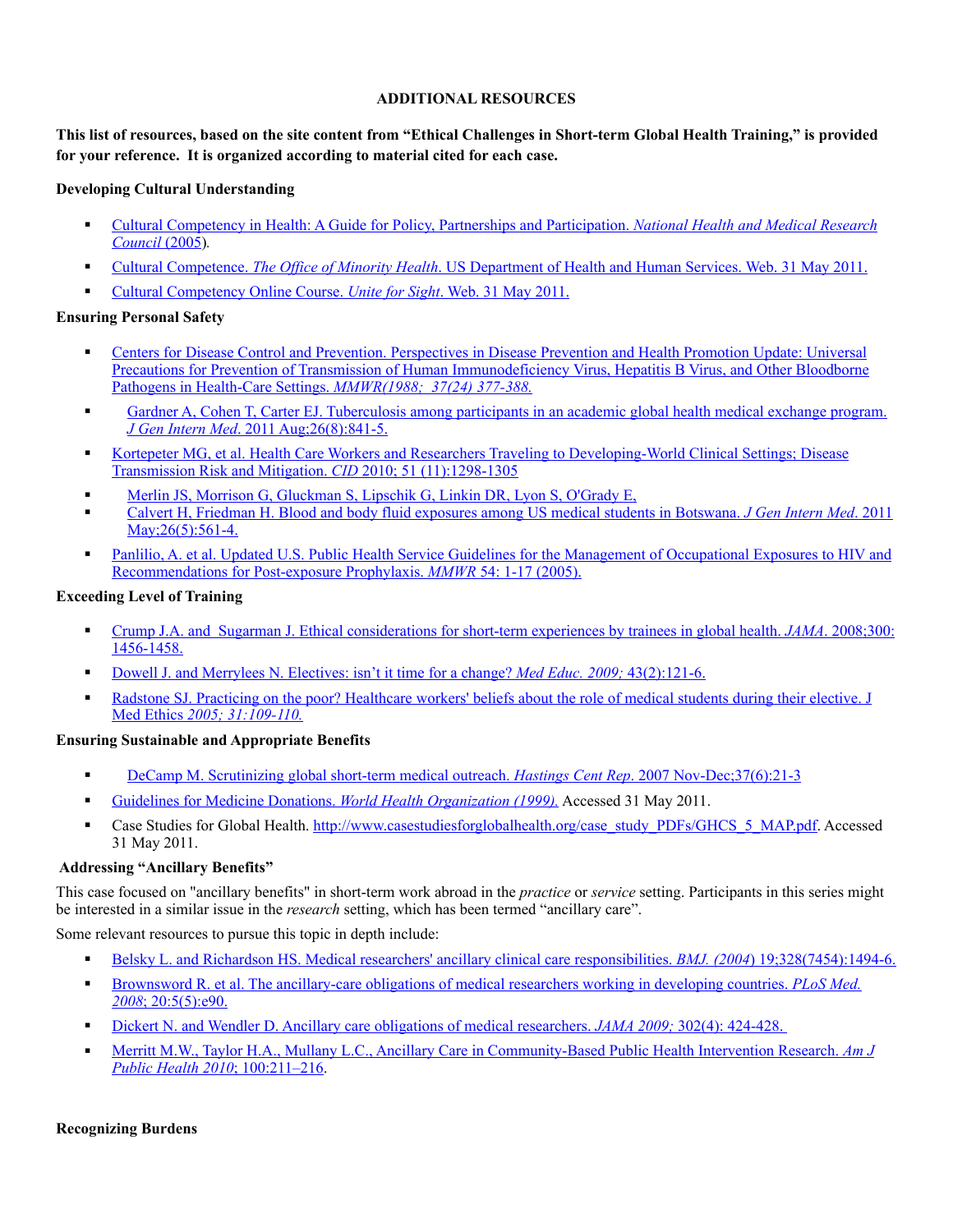**ADDITIONAL RESOURCES**

**This list of resources, based on the site content from "Ethical Challenges in Short-term Global Health Training," is provided for your reference. It is organized according to material cited for each case.**

**Developing Cultural Understanding**

- Cultural Competency in Health: A Guide for Policy, Partnerships and Participation. *National Health and Medical Research Council* (2005).
- Cultural Competence. *The Office of Minority Health*. US Department of Health and Human Services. Web. 31 May 2011.
- Cultural Competency Online Course. *Unite for Sight*. Web. 31 May 2011.

**Ensuring Personal Safety**

- Centers for Disease Control and Prevention. Perspectives in Disease Prevention and Health Promotion Update: Universal Precautions for Prevention of Transmission of Human Immunodeficiency Virus, Hepatitis B Virus, and Other Bloodborne Pathogens in Health-Care Settings. *MMWR(1988; 37(24) 377-388.*
- Gardner A, Cohen T, Carter EJ. Tuberculosis among participants in an academic global health medical exchange program. *J Gen Intern Med*. 2011 Aug;26(8):841-5.
- Kortepeter MG, et al. Health Care Workers and Researchers Traveling to Developing-World Clinical Settings; Disease Transmission Risk and Mitigation. *CID* 2010; 51 (11):1298-1305
- Merlin JS, Morrison G, Gluckman S, Lipschik G, Linkin DR, Lyon S, O'Grady E,
- Calvert H, Friedman H. Blood and body fluid exposures among US medical students in Botswana. *J Gen Intern Med*. 2011 May;26(5):561-4.
- Panlilio, A. et al. Updated U.S. Public Health Service Guidelines for the Management of Occupational Exposures to HIV and Recommendations for Post-exposure Prophylaxis. *MMWR* 54: 1-17 (2005).

**Exceeding Level of Training**

- Crump J.A. and Sugarman J. Ethical considerations for short-term experiences by trainees in global health. *JAMA*. 2008;300: 1456-1458.
- Dowell J. and Merrylees N. Electives: isn't it time for a change? *Med Educ. 2009;* 43(2):121-6.
- Radstone SJ. Practicing on the poor? Healthcare workers' beliefs about the role of medical students during their elective. J Med Ethics *2005; 31:109-110.*

**Ensuring Sustainable and Appropriate Benefits**

- DeCamp M. Scrutinizing global short-term medical outreach. *Hastings Cent Rep*. 2007 Nov-Dec;37(6):21-3
- Guidelines for Medicine Donations. *World Health Organization (1999).* Accessed 31 May 2011.
- Case Studies for Global Health. http://www.casestudiesforglobalhealth.org/case_study_PDFs/GHCS_5_MAP.pdf. Accessed 31 May 2011.

**Addressing "Ancillary Benefits"**

This case focused on "ancillary benefits" in short-term work abroad in the *practice* or *service* setting. Participants in this series might be interested in a similar issue in the *research* setting, which has been termed "ancillary care".

Some relevant resources to pursue this topic in depth include:

- Belsky L. and Richardson HS. Medical researchers' ancillary clinical care responsibilities. *BMJ. (2004*) 19;328(7454):1494-6.
- Brownsword R. et al. The ancillary-care obligations of medical researchers working in developing countries. *PLoS Med. 2008*; 20:5(5):e90.
- Dickert N. and Wendler D. Ancillary care obligations of medical researchers. *JAMA 2009;* 302(4): 424-428.
- Merritt M.W., Taylor H.A., Mullany L.C., Ancillary Care in Community-Based Public Health Intervention Research. *Am J Public Health 2010*; 100:211–216.

**Recognizing Burdens**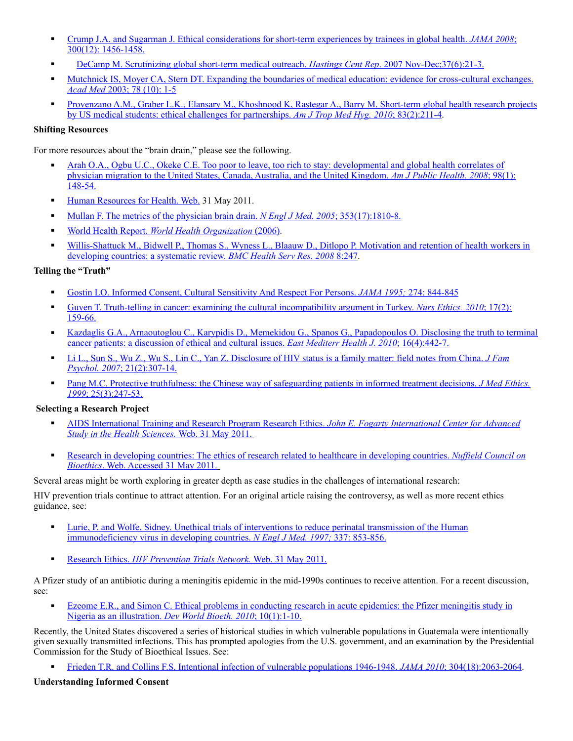- Crump J.A. and Sugarman J. Ethical considerations for short-term experiences by trainees in global health. *JAMA 2008*; 300(12): 1456-1458.
- DeCamp M. Scrutinizing global short-term medical outreach. *Hastings Cent Rep*. 2007 Nov-Dec;37(6):21-3.
- Mutchnick IS, Moyer CA, Stern DT. Expanding the boundaries of medical education: evidence for cross-cultural exchanges. *Acad Med* 2003; 78 (10): 1-5
- Provenzano A.M., Graber L.K., Elansary M., Khoshnood K, Rastegar A., Barry M. Short-term global health research projects by US medical students: ethical challenges for partnerships. *Am J Trop Med Hyg. 2010*; 83(2):211-4.

**Shifting Resources**

For more resources about the "brain drain," please see the following.

- Arah O.A., Ogbu U.C., Okeke C.E. Too poor to leave, too rich to stay: developmental and global health correlates of physician migration to the United States, Canada, Australia, and the United Kingdom. *Am J Public Health. 2008*; 98(1): 148-54.
- Human Resources for Health. Web. 31 May 2011.
- Mullan F. The metrics of the physician brain drain. *N Engl J Med. 2005*; 353(17):1810-8.
- World Health Report. *World Health Organization* (2006).
- Willis-Shattuck M., Bidwell P., Thomas S., Wyness L., Blaauw D., Ditlopo P. Motivation and retention of health workers in developing countries: a systematic review. *BMC Health Serv Res. 2008* 8:247.

**Telling the "Truth"**

- Gostin LO. Informed Consent, Cultural Sensitivity And Respect For Persons. *JAMA 1995;* 274: 844-845
- Guven T. Truth-telling in cancer: examining the cultural incompatibility argument in Turkey. *Nurs Ethics. 2010*; 17(2): 159-66.
- Kazdaglis G.A., Arnaoutoglou C., Karypidis D., Memekidou G., Spanos G., Papadopoulos O. Disclosing the truth to terminal cancer patients: a discussion of ethical and cultural issues. *East Mediterr Health J. 2010*; 16(4):442-7.
- Li L., Sun S., Wu Z., Wu S., Lin C., Yan Z. Disclosure of HIV status is a family matter: field notes from China. *J Fam Psychol. 2007*; 21(2):307-14.
- Pang M.C. Protective truthfulness: the Chinese way of safeguarding patients in informed treatment decisions. *J Med Ethics. 1999*; 25(3):247-53.

**Selecting a Research Project**

- AIDS International Training and Research Program Research Ethics. *John E. Fogarty International Center for Advanced Study in the Health Sciences.* Web. 31 May 2011.
- Research in developing countries: The ethics of research related to healthcare in developing countries. *Nuffield Council on Bioethics*. Web. Accessed 31 May 2011.

Several areas might be worth exploring in greater depth as case studies in the challenges of international research:

HIV prevention trials continue to attract attention. For an original article raising the controversy, as well as more recent ethics guidance, see:

- Lurie, P. and Wolfe, Sidney. Unethical trials of interventions to reduce perinatal transmission of the Human immunodeficiency virus in developing countries. *N Engl J Med. 1997;* 337: 853-856.
- Research Ethics. *HIV Prevention Trials Network.* Web. 31 May 2011.

A Pfizer study of an antibiotic during a meningitis epidemic in the mid-1990s continues to receive attention. For a recent discussion, see:

- Ezeome E.R., and Simon C. Ethical problems in conducting research in acute epidemics: the Pfizer meningitis study in Nigeria as an illustration. *Dev World Bioeth. 2010*; 10(1):1-10.

Recently, the United States discovered a series of historical studies in which vulnerable populations in Guatemala were intentionally given sexually transmitted infections. This has prompted apologies from the U.S. government, and an examination by the Presidential Commission for the Study of Bioethical Issues. See:

- Frieden T.R. and Collins F.S. Intentional infection of vulnerable populations 1946-1948. *JAMA 2010*; 304(18):2063-2064.

**Understanding Informed Consent**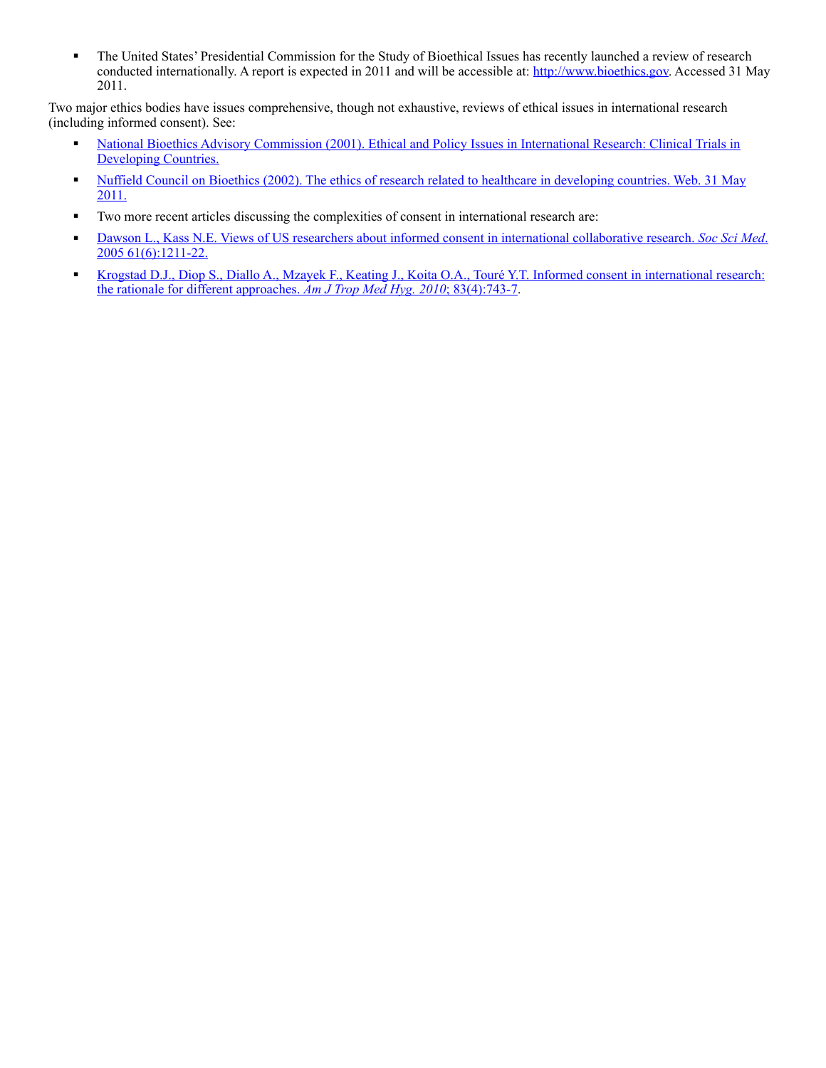- The United States' Presidential Commission for the Study of Bioethical Issues has recently launched a review of research conducted internationally. A report is expected in 2011 and will be accessible at: http://www.bioethics.gov. Accessed 31 May 2011.

Two major ethics bodies have issues comprehensive, though not exhaustive, reviews of ethical issues in international research (including informed consent). See:

- National Bioethics Advisory Commission (2001). Ethical and Policy Issues in International Research: Clinical Trials in Developing Countries.
- Nuffield Council on Bioethics (2002). The ethics of research related to healthcare in developing countries. Web. 31 May 2011.
- Two more recent articles discussing the complexities of consent in international research are:
- Dawson L., Kass N.E. Views of US researchers about informed consent in international collaborative research. *Soc Sci Med*. 2005 61(6):1211-22.
- Krogstad D.J., Diop S., Diallo A., Mzayek F., Keating J., Koita O.A., Touré Y.T. Informed consent in international research: the rationale for different approaches. *Am J Trop Med Hyg. 2010*; 83(4):743-7.